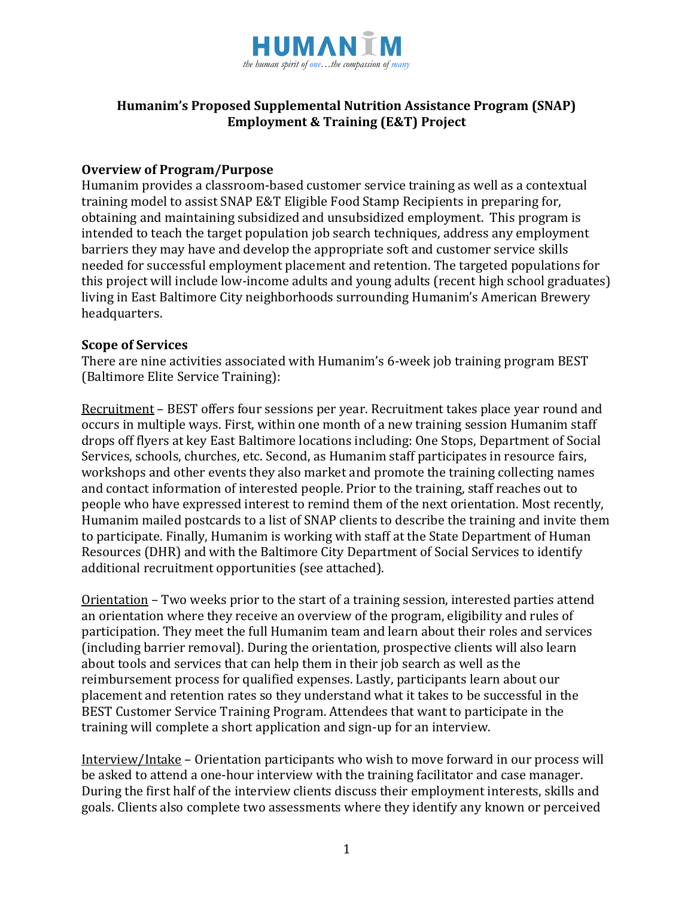HUMANIM

*the human spirit of one…the compassion of many*

**Humanim's Proposed Supplemental Nutrition Assistance Program (SNAP) Employment & Training (E&T) Project**

**Overview of Program/Purpose**

Humanim provides a classroom-based customer service training as well as a contextual training model to assist SNAP E&T Eligible Food Stamp Recipients in preparing for, obtaining and maintaining subsidized and unsubsidized employment. This program is intended to teach the target population job search techniques, address any employment barriers they may have and develop the appropriate soft and customer service skills needed for successful employment placement and retention. The targeted populations for this project will include low-income adults and young adults (recent high school graduates) living in East Baltimore City neighborhoods surrounding Humanim's American Brewery headquarters.

**Scope of Services**

There are nine activities associated with Humanim's 6-week job training program BEST (Baltimore Elite Service Training):

Recruitment – BEST offers four sessions per year. Recruitment takes place year round and occurs in multiple ways. First, within one month of a new training session Humanim staff drops off flyers at key East Baltimore locations including: One Stops, Department of Social Services, schools, churches, etc. Second, as Humanim staff participates in resource fairs, workshops and other events they also market and promote the training collecting names and contact information of interested people. Prior to the training, staff reaches out to people who have expressed interest to remind them of the next orientation. Most recently, Humanim mailed postcards to a list of SNAP clients to describe the training and invite them to participate. Finally, Humanim is working with staff at the State Department of Human Resources (DHR) and with the Baltimore City Department of Social Services to identify additional recruitment opportunities (see attached).

Orientation – Two weeks prior to the start of a training session, interested parties attend an orientation where they receive an overview of the program, eligibility and rules of participation. They meet the full Humanim team and learn about their roles and services (including barrier removal). During the orientation, prospective clients will also learn about tools and services that can help them in their job search as well as the reimbursement process for qualified expenses. Lastly, participants learn about our placement and retention rates so they understand what it takes to be successful in the BEST Customer Service Training Program. Attendees that want to participate in the training will complete a short application and sign-up for an interview.

Interview/Intake – Orientation participants who wish to move forward in our process will be asked to attend a one-hour interview with the training facilitator and case manager. During the first half of the interview clients discuss their employment interests, skills and goals. Clients also complete two assessments where they identify any known or perceived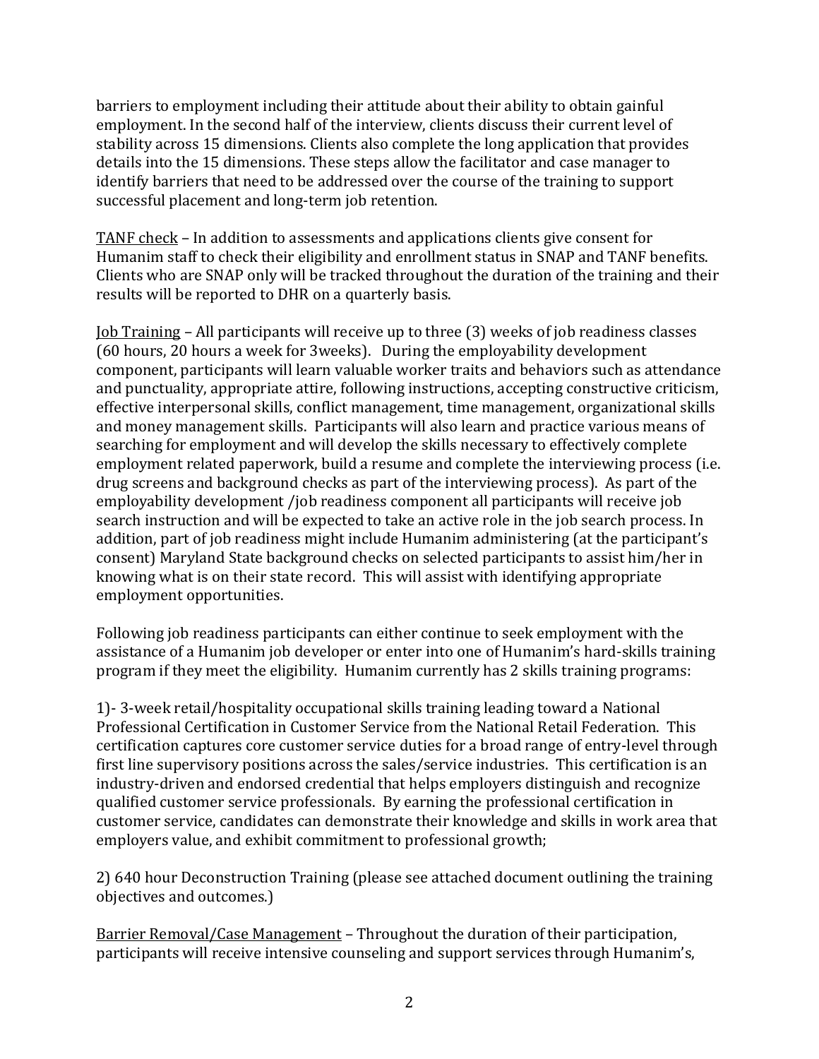barriers to employment including their attitude about their ability to obtain gainful employment. In the second half of the interview, clients discuss their current level of stability across 15 dimensions. Clients also complete the long application that provides details into the 15 dimensions. These steps allow the facilitator and case manager to identify barriers that need to be addressed over the course of the training to support successful placement and long-term job retention.

<u>TANF check</u> – In addition to assessments and applications clients give consent for Humanim staff to check their eligibility and enrollment status in SNAP and TANF benefits. Clients who are SNAP only will be tracked throughout the duration of the training and their results will be reported to DHR on a quarterly basis.

<u>Job Training</u> – All participants will receive up to three (3) weeks of job readiness classes (60 hours, 20 hours a week for 3weeks). During the employability development component, participants will learn valuable worker traits and behaviors such as attendance and punctuality, appropriate attire, following instructions, accepting constructive criticism, effective interpersonal skills, conflict management, time management, organizational skills and money management skills. Participants will also learn and practice various means of searching for employment and will develop the skills necessary to effectively complete employment related paperwork, build a resume and complete the interviewing process (i.e. drug screens and background checks as part of the interviewing process). As part of the employability development /job readiness component all participants will receive job search instruction and will be expected to take an active role in the job search process. In addition, part of job readiness might include Humanim administering (at the participant's consent) Maryland State background checks on selected participants to assist him/her in knowing what is on their state record. This will assist with identifying appropriate employment opportunities.

Following job readiness participants can either continue to seek employment with the assistance of a Humanim job developer or enter into one of Humanim's hard-skills training program if they meet the eligibility. Humanim currently has 2 skills training programs:

1)- 3-week retail/hospitality occupational skills training leading toward a National Professional Certification in Customer Service from the National Retail Federation. This certification captures core customer service duties for a broad range of entry-level through first line supervisory positions across the sales/service industries. This certification is an industry-driven and endorsed credential that helps employers distinguish and recognize qualified customer service professionals. By earning the professional certification in customer service, candidates can demonstrate their knowledge and skills in work area that employers value, and exhibit commitment to professional growth;

2) 640 hour Deconstruction Training (please see attached document outlining the training objectives and outcomes.)

<u>Barrier Removal/Case Management</u> – Throughout the duration of their participation, participants will receive intensive counseling and support services through Humanim's,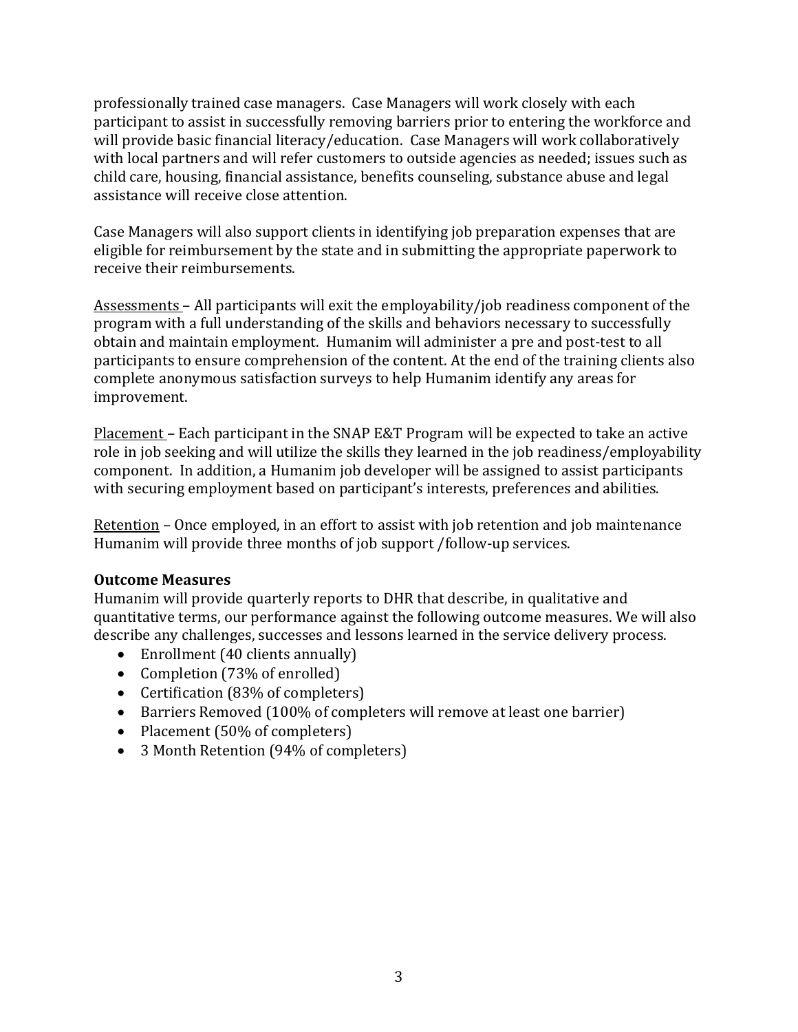professionally trained case managers. Case Managers will work closely with each participant to assist in successfully removing barriers prior to entering the workforce and will provide basic financial literacy/education. Case Managers will work collaboratively with local partners and will refer customers to outside agencies as needed; issues such as child care, housing, financial assistance, benefits counseling, substance abuse and legal assistance will receive close attention.

Case Managers will also support clients in identifying job preparation expenses that are eligible for reimbursement by the state and in submitting the appropriate paperwork to receive their reimbursements.

<u>Assessments</u> – All participants will exit the employability/job readiness component of the program with a full understanding of the skills and behaviors necessary to successfully obtain and maintain employment. Humanim will administer a pre and post-test to all participants to ensure comprehension of the content. At the end of the training clients also complete anonymous satisfaction surveys to help Humanim identify any areas for improvement.

<u>Placement</u> – Each participant in the SNAP E&T Program will be expected to take an active role in job seeking and will utilize the skills they learned in the job readiness/employability component. In addition, a Humanim job developer will be assigned to assist participants with securing employment based on participant's interests, preferences and abilities.

<u>Retention</u> – Once employed, in an effort to assist with job retention and job maintenance Humanim will provide three months of job support /follow-up services.

**Outcome Measures**

Humanim will provide quarterly reports to DHR that describe, in qualitative and quantitative terms, our performance against the following outcome measures. We will also describe any challenges, successes and lessons learned in the service delivery process.

- Enrollment (40 clients annually)
- Completion (73% of enrolled)
- Certification (83% of completers)
- Barriers Removed (100% of completers will remove at least one barrier)
- Placement (50% of completers)
- 3 Month Retention (94% of completers)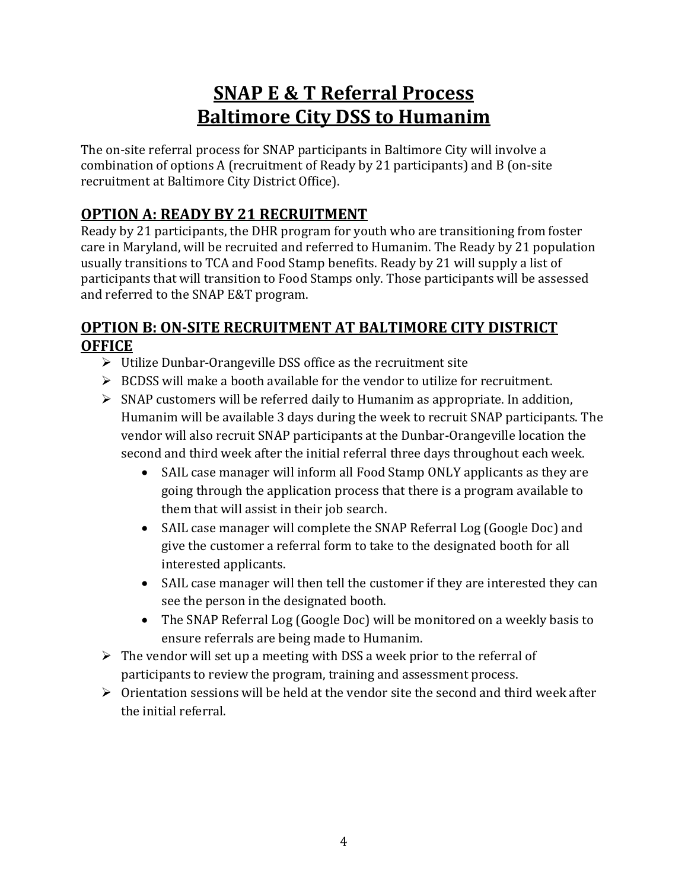# SNAP E & T Referral Process
# Baltimore City DSS to Humanim

The on-site referral process for SNAP participants in Baltimore City will involve a combination of options A (recruitment of Ready by 21 participants) and B (on-site recruitment at Baltimore City District Office).

## OPTION A: READY BY 21 RECRUITMENT

Ready by 21 participants, the DHR program for youth who are transitioning from foster care in Maryland, will be recruited and referred to Humanim. The Ready by 21 population usually transitions to TCA and Food Stamp benefits. Ready by 21 will supply a list of participants that will transition to Food Stamps only. Those participants will be assessed and referred to the SNAP E&T program.

## OPTION B: ON-SITE RECRUITMENT AT BALTIMORE CITY DISTRICT OFFICE

- Utilize Dunbar-Orangeville DSS office as the recruitment site
- BCDSS will make a booth available for the vendor to utilize for recruitment.
- SNAP customers will be referred daily to Humanim as appropriate. In addition, Humanim will be available 3 days during the week to recruit SNAP participants. The vendor will also recruit SNAP participants at the Dunbar-Orangeville location the second and third week after the initial referral three days throughout each week.
    - SAIL case manager will inform all Food Stamp ONLY applicants as they are going through the application process that there is a program available to them that will assist in their job search.
    - SAIL case manager will complete the SNAP Referral Log (Google Doc) and give the customer a referral form to take to the designated booth for all interested applicants.
    - SAIL case manager will then tell the customer if they are interested they can see the person in the designated booth.
    - The SNAP Referral Log (Google Doc) will be monitored on a weekly basis to ensure referrals are being made to Humanim.
- The vendor will set up a meeting with DSS a week prior to the referral of participants to review the program, training and assessment process.
- Orientation sessions will be held at the vendor site the second and third week after the initial referral.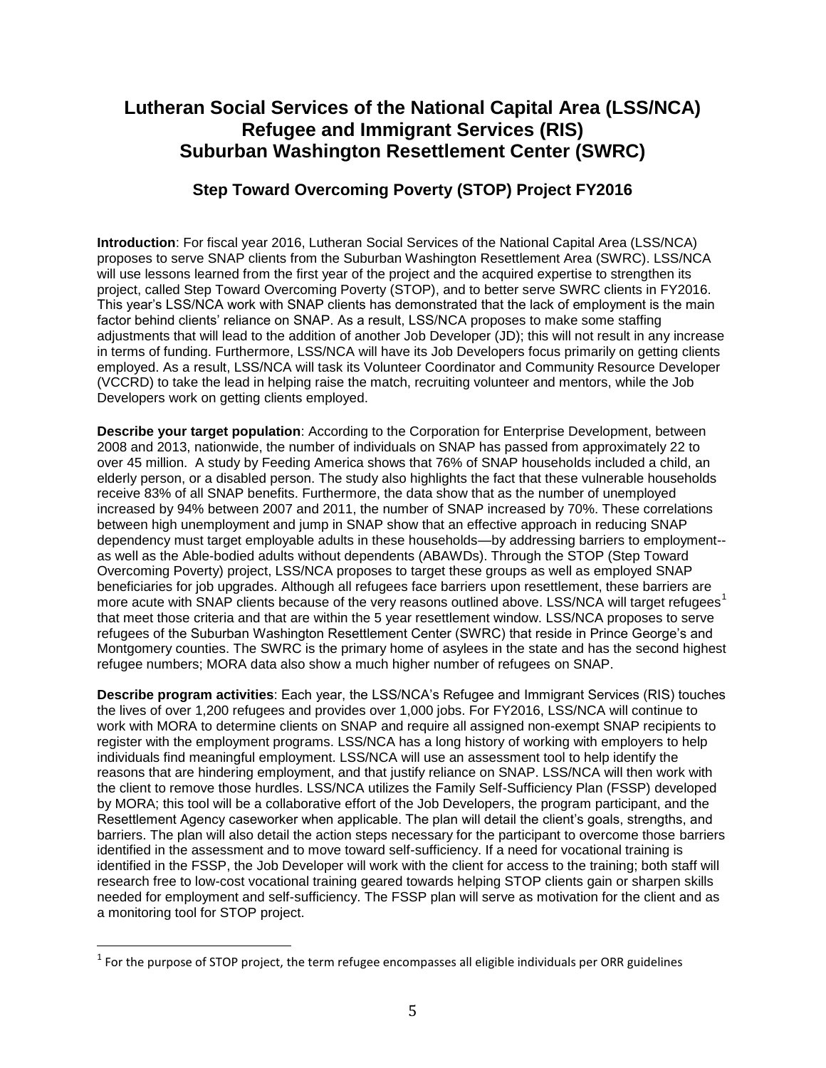# Lutheran Social Services of the National Capital Area (LSS/NCA) Refugee and Immigrant Services (RIS) Suburban Washington Resettlement Center (SWRC)

## Step Toward Overcoming Poverty (STOP) Project FY2016

**Introduction**: For fiscal year 2016, Lutheran Social Services of the National Capital Area (LSS/NCA) proposes to serve SNAP clients from the Suburban Washington Resettlement Area (SWRC). LSS/NCA will use lessons learned from the first year of the project and the acquired expertise to strengthen its project, called Step Toward Overcoming Poverty (STOP), and to better serve SWRC clients in FY2016. This year's LSS/NCA work with SNAP clients has demonstrated that the lack of employment is the main factor behind clients' reliance on SNAP. As a result, LSS/NCA proposes to make some staffing adjustments that will lead to the addition of another Job Developer (JD); this will not result in any increase in terms of funding. Furthermore, LSS/NCA will have its Job Developers focus primarily on getting clients employed. As a result, LSS/NCA will task its Volunteer Coordinator and Community Resource Developer (VCCRD) to take the lead in helping raise the match, recruiting volunteer and mentors, while the Job Developers work on getting clients employed.

**Describe your target population**: According to the Corporation for Enterprise Development, between 2008 and 2013, nationwide, the number of individuals on SNAP has passed from approximately 22 to over 45 million. A study by Feeding America shows that 76% of SNAP households included a child, an elderly person, or a disabled person. The study also highlights the fact that these vulnerable households receive 83% of all SNAP benefits. Furthermore, the data show that as the number of unemployed increased by 94% between 2007 and 2011, the number of SNAP increased by 70%. These correlations between high unemployment and jump in SNAP show that an effective approach in reducing SNAP dependency must target employable adults in these households—by addressing barriers to employment--as well as the Able-bodied adults without dependents (ABAWDs). Through the STOP (Step Toward Overcoming Poverty) project, LSS/NCA proposes to target these groups as well as employed SNAP beneficiaries for job upgrades. Although all refugees face barriers upon resettlement, these barriers are more acute with SNAP clients because of the very reasons outlined above. LSS/NCA will target refugees[1] that meet those criteria and that are within the 5 year resettlement window. LSS/NCA proposes to serve refugees of the Suburban Washington Resettlement Center (SWRC) that reside in Prince George's and Montgomery counties. The SWRC is the primary home of asylees in the state and has the second highest refugee numbers; MORA data also show a much higher number of refugees on SNAP.

**Describe program activities**: Each year, the LSS/NCA's Refugee and Immigrant Services (RIS) touches the lives of over 1,200 refugees and provides over 1,000 jobs. For FY2016, LSS/NCA will continue to work with MORA to determine clients on SNAP and require all assigned non-exempt SNAP recipients to register with the employment programs. LSS/NCA has a long history of working with employers to help individuals find meaningful employment. LSS/NCA will use an assessment tool to help identify the reasons that are hindering employment, and that justify reliance on SNAP. LSS/NCA will then work with the client to remove those hurdles. LSS/NCA utilizes the Family Self-Sufficiency Plan (FSSP) developed by MORA; this tool will be a collaborative effort of the Job Developers, the program participant, and the Resettlement Agency caseworker when applicable. The plan will detail the client's goals, strengths, and barriers. The plan will also detail the action steps necessary for the participant to overcome those barriers identified in the assessment and to move toward self-sufficiency. If a need for vocational training is identified in the FSSP, the Job Developer will work with the client for access to the training; both staff will research free to low-cost vocational training geared towards helping STOP clients gain or sharpen skills needed for employment and self-sufficiency. The FSSP plan will serve as motivation for the client and as a monitoring tool for STOP project.

[1] For the purpose of STOP project, the term refugee encompasses all eligible individuals per ORR guidelines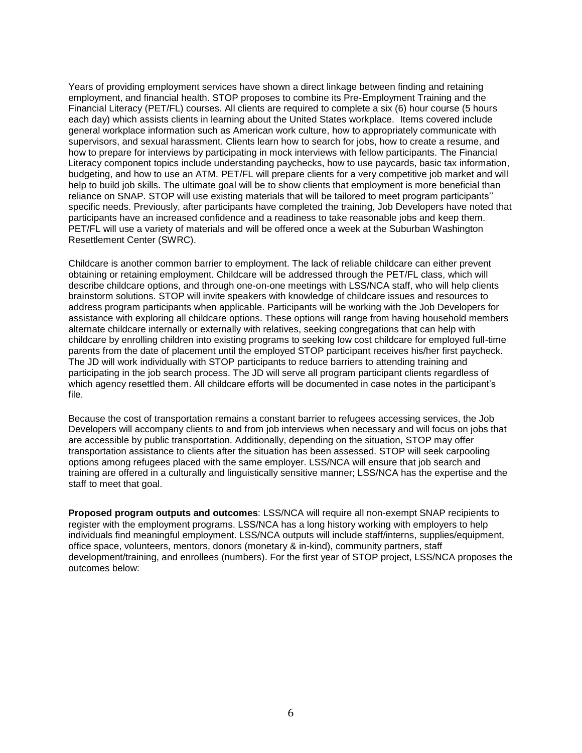Years of providing employment services have shown a direct linkage between finding and retaining employment, and financial health. STOP proposes to combine its Pre-Employment Training and the Financial Literacy (PET/FL) courses. All clients are required to complete a six (6) hour course (5 hours each day) which assists clients in learning about the United States workplace. Items covered include general workplace information such as American work culture, how to appropriately communicate with supervisors, and sexual harassment. Clients learn how to search for jobs, how to create a resume, and how to prepare for interviews by participating in mock interviews with fellow participants. The Financial Literacy component topics include understanding paychecks, how to use paycards, basic tax information, budgeting, and how to use an ATM. PET/FL will prepare clients for a very competitive job market and will help to build job skills. The ultimate goal will be to show clients that employment is more beneficial than reliance on SNAP. STOP will use existing materials that will be tailored to meet program participants'' specific needs. Previously, after participants have completed the training, Job Developers have noted that participants have an increased confidence and a readiness to take reasonable jobs and keep them. PET/FL will use a variety of materials and will be offered once a week at the Suburban Washington Resettlement Center (SWRC).

Childcare is another common barrier to employment. The lack of reliable childcare can either prevent obtaining or retaining employment. Childcare will be addressed through the PET/FL class, which will describe childcare options, and through one-on-one meetings with LSS/NCA staff, who will help clients brainstorm solutions. STOP will invite speakers with knowledge of childcare issues and resources to address program participants when applicable. Participants will be working with the Job Developers for assistance with exploring all childcare options. These options will range from having household members alternate childcare internally or externally with relatives, seeking congregations that can help with childcare by enrolling children into existing programs to seeking low cost childcare for employed full-time parents from the date of placement until the employed STOP participant receives his/her first paycheck. The JD will work individually with STOP participants to reduce barriers to attending training and participating in the job search process. The JD will serve all program participant clients regardless of which agency resettled them. All childcare efforts will be documented in case notes in the participant's file.

Because the cost of transportation remains a constant barrier to refugees accessing services, the Job Developers will accompany clients to and from job interviews when necessary and will focus on jobs that are accessible by public transportation. Additionally, depending on the situation, STOP may offer transportation assistance to clients after the situation has been assessed. STOP will seek carpooling options among refugees placed with the same employer. LSS/NCA will ensure that job search and training are offered in a culturally and linguistically sensitive manner; LSS/NCA has the expertise and the staff to meet that goal.

**Proposed program outputs and outcomes**: LSS/NCA will require all non-exempt SNAP recipients to register with the employment programs. LSS/NCA has a long history working with employers to help individuals find meaningful employment. LSS/NCA outputs will include staff/interns, supplies/equipment, office space, volunteers, mentors, donors (monetary & in-kind), community partners, staff development/training, and enrollees (numbers). For the first year of STOP project, LSS/NCA proposes the outcomes below: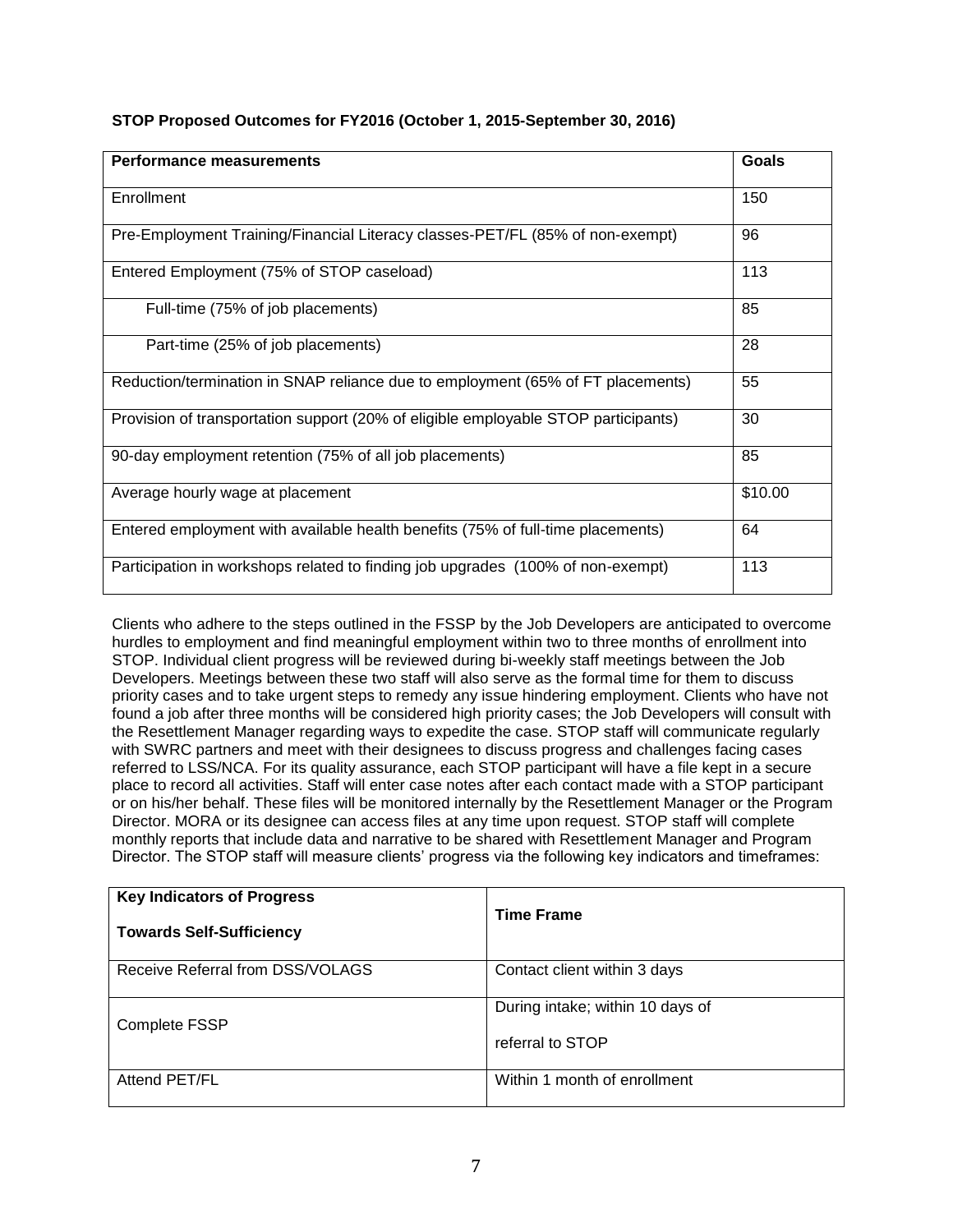**STOP Proposed Outcomes for FY2016 (October 1, 2015-September 30, 2016)**

| Performance measurements | Goals |
|---|---|
| Enrollment | 150 |
| Pre-Employment Training/Financial Literacy classes-PET/FL (85% of non-exempt) | 96 |
| Entered Employment (75% of STOP caseload) | 113 |
| Full-time (75% of job placements) | 85 |
| Part-time (25% of job placements) | 28 |
| Reduction/termination in SNAP reliance due to employment (65% of FT placements) | 55 |
| Provision of transportation support (20% of eligible employable STOP participants) | 30 |
| 90-day employment retention (75% of all job placements) | 85 |
| Average hourly wage at placement | $10.00 |
| Entered employment with available health benefits (75% of full-time placements) | 64 |
| Participation in workshops related to finding job upgrades (100% of non-exempt) | 113 |

Clients who adhere to the steps outlined in the FSSP by the Job Developers are anticipated to overcome hurdles to employment and find meaningful employment within two to three months of enrollment into STOP. Individual client progress will be reviewed during bi-weekly staff meetings between the Job Developers. Meetings between these two staff will also serve as the formal time for them to discuss priority cases and to take urgent steps to remedy any issue hindering employment. Clients who have not found a job after three months will be considered high priority cases; the Job Developers will consult with the Resettlement Manager regarding ways to expedite the case. STOP staff will communicate regularly with SWRC partners and meet with their designees to discuss progress and challenges facing cases referred to LSS/NCA. For its quality assurance, each STOP participant will have a file kept in a secure place to record all activities. Staff will enter case notes after each contact made with a STOP participant or on his/her behalf. These files will be monitored internally by the Resettlement Manager or the Program Director. MORA or its designee can access files at any time upon request. STOP staff will complete monthly reports that include data and narrative to be shared with Resettlement Manager and Program Director. The STOP staff will measure clients' progress via the following key indicators and timeframes:

| Key Indicators of Progress Towards Self-Sufficiency | Time Frame |
|---|---|
| Receive Referral from DSS/VOLAGS | Contact client within 3 days |
| Complete FSSP | During intake; within 10 days of referral to STOP |
| Attend PET/FL | Within 1 month of enrollment |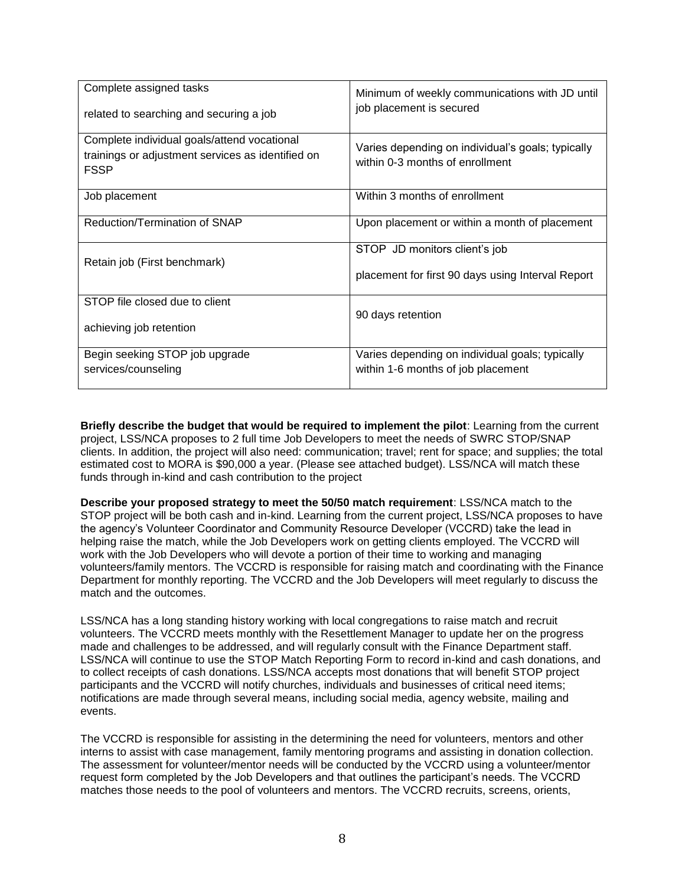| | |
|---|---|
| Complete assigned tasks<br><br>related to searching and securing a job | Minimum of weekly communications with JD until job placement is secured |
| Complete individual goals/attend vocational trainings or adjustment services as identified on FSSP | Varies depending on individual's goals; typically within 0-3 months of enrollment |
| Job placement | Within 3 months of enrollment |
| Reduction/Termination of SNAP | Upon placement or within a month of placement |
| Retain job (First benchmark) | STOP JD monitors client's job<br><br>placement for first 90 days using Interval Report |
| STOP file closed due to client<br><br>achieving job retention | 90 days retention |
| Begin seeking STOP job upgrade services/counseling | Varies depending on individual goals; typically within 1-6 months of job placement |

**Briefly describe the budget that would be required to implement the pilot**: Learning from the current project, LSS/NCA proposes to 2 full time Job Developers to meet the needs of SWRC STOP/SNAP clients. In addition, the project will also need: communication; travel; rent for space; and supplies; the total estimated cost to MORA is $90,000 a year. (Please see attached budget). LSS/NCA will match these funds through in-kind and cash contribution to the project

**Describe your proposed strategy to meet the 50/50 match requirement**: LSS/NCA match to the STOP project will be both cash and in-kind. Learning from the current project, LSS/NCA proposes to have the agency's Volunteer Coordinator and Community Resource Developer (VCCRD) take the lead in helping raise the match, while the Job Developers work on getting clients employed. The VCCRD will work with the Job Developers who will devote a portion of their time to working and managing volunteers/family mentors. The VCCRD is responsible for raising match and coordinating with the Finance Department for monthly reporting. The VCCRD and the Job Developers will meet regularly to discuss the match and the outcomes.

LSS/NCA has a long standing history working with local congregations to raise match and recruit volunteers. The VCCRD meets monthly with the Resettlement Manager to update her on the progress made and challenges to be addressed, and will regularly consult with the Finance Department staff. LSS/NCA will continue to use the STOP Match Reporting Form to record in-kind and cash donations, and to collect receipts of cash donations. LSS/NCA accepts most donations that will benefit STOP project participants and the VCCRD will notify churches, individuals and businesses of critical need items; notifications are made through several means, including social media, agency website, mailing and events.

The VCCRD is responsible for assisting in the determining the need for volunteers, mentors and other interns to assist with case management, family mentoring programs and assisting in donation collection. The assessment for volunteer/mentor needs will be conducted by the VCCRD using a volunteer/mentor request form completed by the Job Developers and that outlines the participant's needs. The VCCRD matches those needs to the pool of volunteers and mentors. The VCCRD recruits, screens, orients,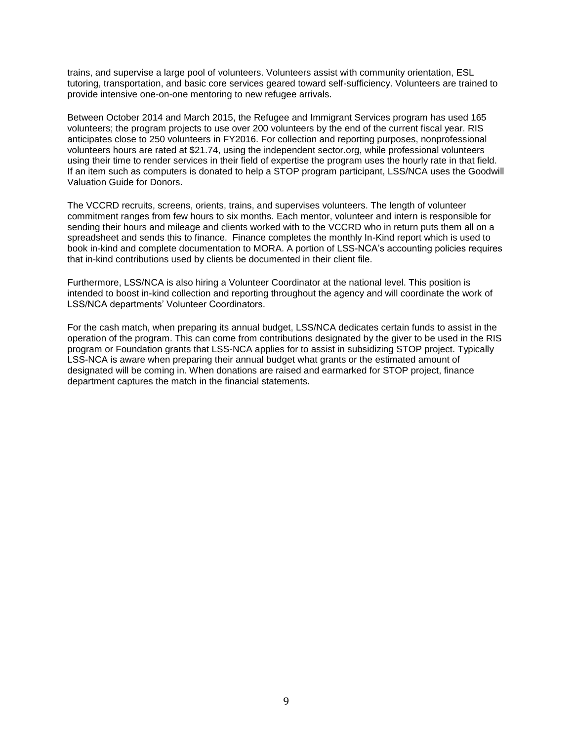trains, and supervise a large pool of volunteers. Volunteers assist with community orientation, ESL tutoring, transportation, and basic core services geared toward self-sufficiency. Volunteers are trained to provide intensive one-on-one mentoring to new refugee arrivals.

Between October 2014 and March 2015, the Refugee and Immigrant Services program has used 165 volunteers; the program projects to use over 200 volunteers by the end of the current fiscal year. RIS anticipates close to 250 volunteers in FY2016. For collection and reporting purposes, nonprofessional volunteers hours are rated at $21.74, using the independent sector.org, while professional volunteers using their time to render services in their field of expertise the program uses the hourly rate in that field. If an item such as computers is donated to help a STOP program participant, LSS/NCA uses the Goodwill Valuation Guide for Donors.

The VCCRD recruits, screens, orients, trains, and supervises volunteers. The length of volunteer commitment ranges from few hours to six months. Each mentor, volunteer and intern is responsible for sending their hours and mileage and clients worked with to the VCCRD who in return puts them all on a spreadsheet and sends this to finance. Finance completes the monthly In-Kind report which is used to book in-kind and complete documentation to MORA. A portion of LSS-NCA's accounting policies requires that in-kind contributions used by clients be documented in their client file.

Furthermore, LSS/NCA is also hiring a Volunteer Coordinator at the national level. This position is intended to boost in-kind collection and reporting throughout the agency and will coordinate the work of LSS/NCA departments' Volunteer Coordinators.

For the cash match, when preparing its annual budget, LSS/NCA dedicates certain funds to assist in the operation of the program. This can come from contributions designated by the giver to be used in the RIS program or Foundation grants that LSS-NCA applies for to assist in subsidizing STOP project. Typically LSS-NCA is aware when preparing their annual budget what grants or the estimated amount of designated will be coming in. When donations are raised and earmarked for STOP project, finance department captures the match in the financial statements.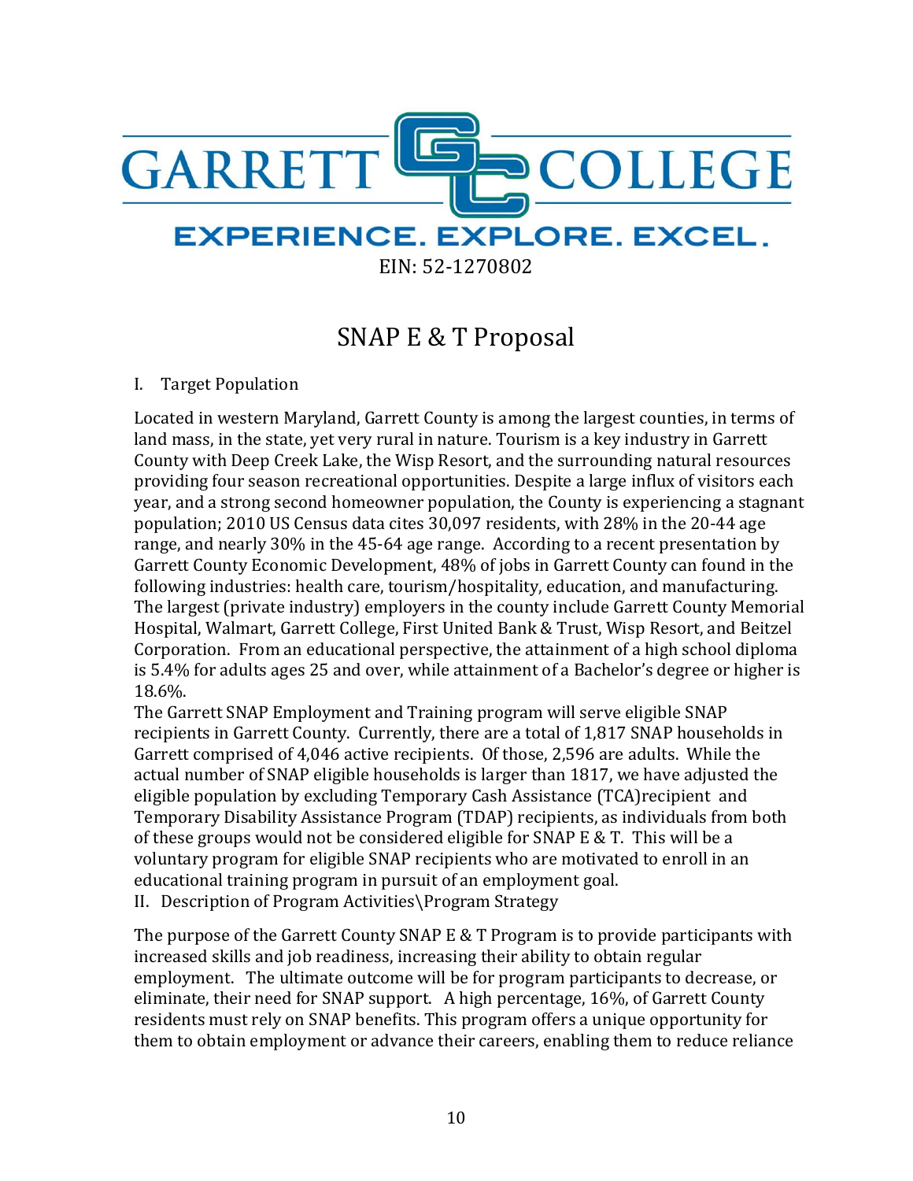GARRETT COLLEGE

EXPERIENCE. EXPLORE. EXCEL.

EIN: 52-1270802

# SNAP E & T Proposal

I. Target Population

Located in western Maryland, Garrett County is among the largest counties, in terms of land mass, in the state, yet very rural in nature. Tourism is a key industry in Garrett County with Deep Creek Lake, the Wisp Resort, and the surrounding natural resources providing four season recreational opportunities. Despite a large influx of visitors each year, and a strong second homeowner population, the County is experiencing a stagnant population; 2010 US Census data cites 30,097 residents, with 28% in the 20-44 age range, and nearly 30% in the 45-64 age range. According to a recent presentation by Garrett County Economic Development, 48% of jobs in Garrett County can found in the following industries: health care, tourism/hospitality, education, and manufacturing. The largest (private industry) employers in the county include Garrett County Memorial Hospital, Walmart, Garrett College, First United Bank & Trust, Wisp Resort, and Beitzel Corporation. From an educational perspective, the attainment of a high school diploma is 5.4% for adults ages 25 and over, while attainment of a Bachelor's degree or higher is 18.6%.

The Garrett SNAP Employment and Training program will serve eligible SNAP recipients in Garrett County. Currently, there are a total of 1,817 SNAP households in Garrett comprised of 4,046 active recipients. Of those, 2,596 are adults. While the actual number of SNAP eligible households is larger than 1817, we have adjusted the eligible population by excluding Temporary Cash Assistance (TCA)recipient and Temporary Disability Assistance Program (TDAP) recipients, as individuals from both of these groups would not be considered eligible for SNAP E & T. This will be a voluntary program for eligible SNAP recipients who are motivated to enroll in an educational training program in pursuit of an employment goal.

II. Description of Program Activities\Program Strategy

The purpose of the Garrett County SNAP E & T Program is to provide participants with increased skills and job readiness, increasing their ability to obtain regular employment. The ultimate outcome will be for program participants to decrease, or eliminate, their need for SNAP support. A high percentage, 16%, of Garrett County residents must rely on SNAP benefits. This program offers a unique opportunity for them to obtain employment or advance their careers, enabling them to reduce reliance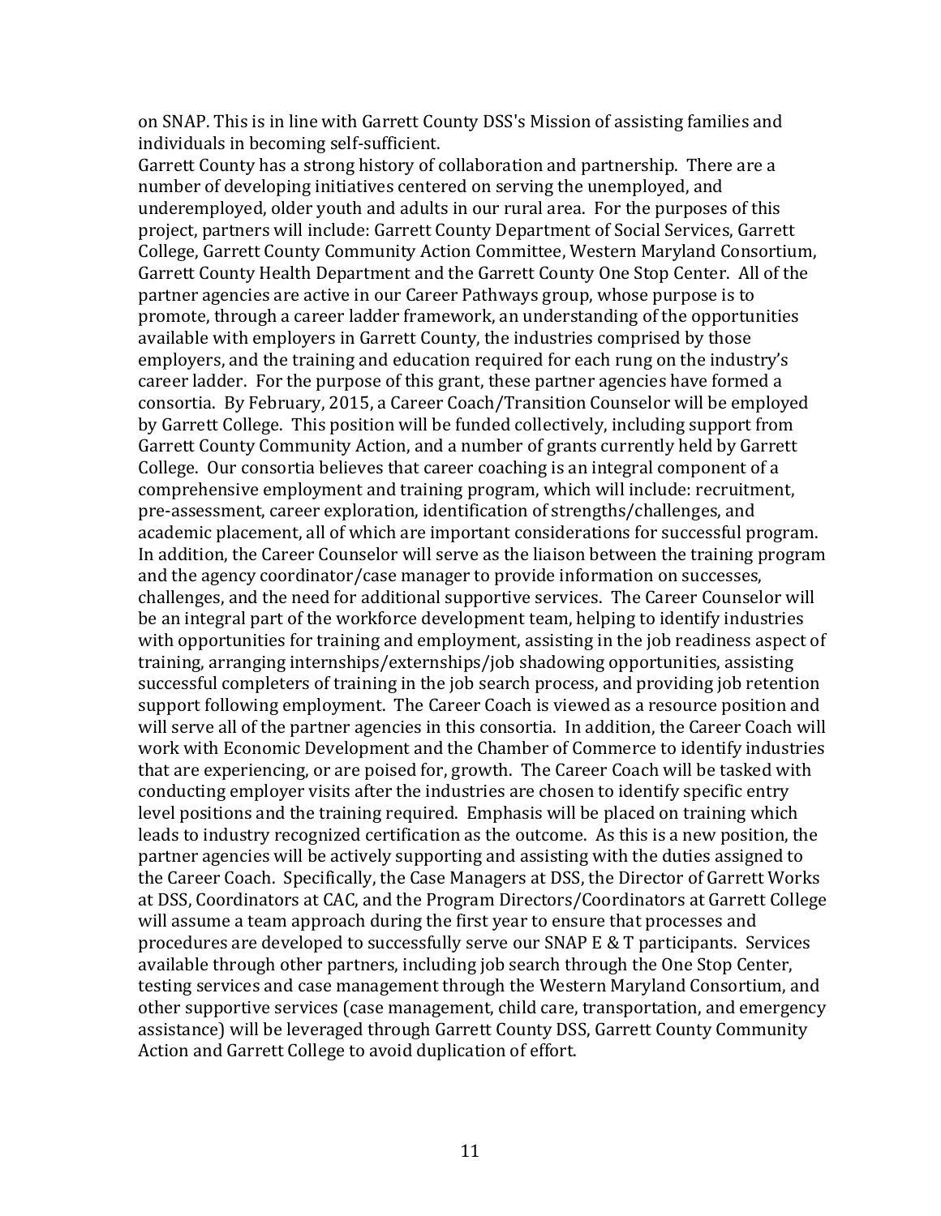on SNAP. This is in line with Garrett County DSS's Mission of assisting families and individuals in becoming self-sufficient.

Garrett County has a strong history of collaboration and partnership. There are a number of developing initiatives centered on serving the unemployed, and underemployed, older youth and adults in our rural area. For the purposes of this project, partners will include: Garrett County Department of Social Services, Garrett College, Garrett County Community Action Committee, Western Maryland Consortium, Garrett County Health Department and the Garrett County One Stop Center. All of the partner agencies are active in our Career Pathways group, whose purpose is to promote, through a career ladder framework, an understanding of the opportunities available with employers in Garrett County, the industries comprised by those employers, and the training and education required for each rung on the industry's career ladder. For the purpose of this grant, these partner agencies have formed a consortia. By February, 2015, a Career Coach/Transition Counselor will be employed by Garrett College. This position will be funded collectively, including support from Garrett County Community Action, and a number of grants currently held by Garrett College. Our consortia believes that career coaching is an integral component of a comprehensive employment and training program, which will include: recruitment, pre-assessment, career exploration, identification of strengths/challenges, and academic placement, all of which are important considerations for successful program. In addition, the Career Counselor will serve as the liaison between the training program and the agency coordinator/case manager to provide information on successes, challenges, and the need for additional supportive services. The Career Counselor will be an integral part of the workforce development team, helping to identify industries with opportunities for training and employment, assisting in the job readiness aspect of training, arranging internships/externships/job shadowing opportunities, assisting successful completers of training in the job search process, and providing job retention support following employment. The Career Coach is viewed as a resource position and will serve all of the partner agencies in this consortia. In addition, the Career Coach will work with Economic Development and the Chamber of Commerce to identify industries that are experiencing, or are poised for, growth. The Career Coach will be tasked with conducting employer visits after the industries are chosen to identify specific entry level positions and the training required. Emphasis will be placed on training which leads to industry recognized certification as the outcome. As this is a new position, the partner agencies will be actively supporting and assisting with the duties assigned to the Career Coach. Specifically, the Case Managers at DSS, the Director of Garrett Works at DSS, Coordinators at CAC, and the Program Directors/Coordinators at Garrett College will assume a team approach during the first year to ensure that processes and procedures are developed to successfully serve our SNAP E & T participants. Services available through other partners, including job search through the One Stop Center, testing services and case management through the Western Maryland Consortium, and other supportive services (case management, child care, transportation, and emergency assistance) will be leveraged through Garrett County DSS, Garrett County Community Action and Garrett College to avoid duplication of effort.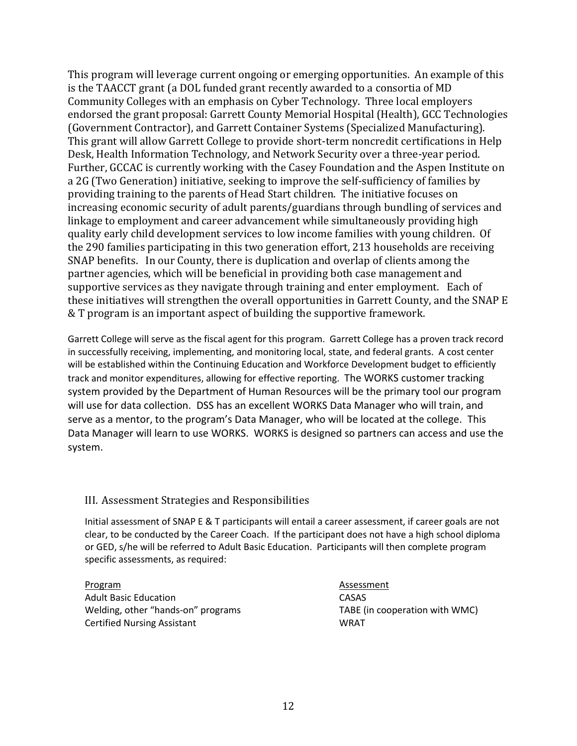This program will leverage current ongoing or emerging opportunities. An example of this is the TAACCT grant (a DOL funded grant recently awarded to a consortia of MD Community Colleges with an emphasis on Cyber Technology. Three local employers endorsed the grant proposal: Garrett County Memorial Hospital (Health), GCC Technologies (Government Contractor), and Garrett Container Systems (Specialized Manufacturing). This grant will allow Garrett College to provide short-term noncredit certifications in Help Desk, Health Information Technology, and Network Security over a three-year period. Further, GCCAC is currently working with the Casey Foundation and the Aspen Institute on a 2G (Two Generation) initiative, seeking to improve the self-sufficiency of families by providing training to the parents of Head Start children. The initiative focuses on increasing economic security of adult parents/guardians through bundling of services and linkage to employment and career advancement while simultaneously providing high quality early child development services to low income families with young children. Of the 290 families participating in this two generation effort, 213 households are receiving SNAP benefits. In our County, there is duplication and overlap of clients among the partner agencies, which will be beneficial in providing both case management and supportive services as they navigate through training and enter employment. Each of these initiatives will strengthen the overall opportunities in Garrett County, and the SNAP E & T program is an important aspect of building the supportive framework.

Garrett College will serve as the fiscal agent for this program. Garrett College has a proven track record in successfully receiving, implementing, and monitoring local, state, and federal grants. A cost center will be established within the Continuing Education and Workforce Development budget to efficiently track and monitor expenditures, allowing for effective reporting. The WORKS customer tracking system provided by the Department of Human Resources will be the primary tool our program will use for data collection. DSS has an excellent WORKS Data Manager who will train, and serve as a mentor, to the program's Data Manager, who will be located at the college. This Data Manager will learn to use WORKS. WORKS is designed so partners can access and use the system.

## III. Assessment Strategies and Responsibilities

Initial assessment of SNAP E & T participants will entail a career assessment, if career goals are not clear, to be conducted by the Career Coach. If the participant does not have a high school diploma or GED, s/he will be referred to Adult Basic Education. Participants will then complete program specific assessments, as required:

| Program | Assessment |
|---|---|
| Adult Basic Education | CASAS |
| Welding, other "hands-on" programs | TABE (in cooperation with WMC) |
| Certified Nursing Assistant | WRAT |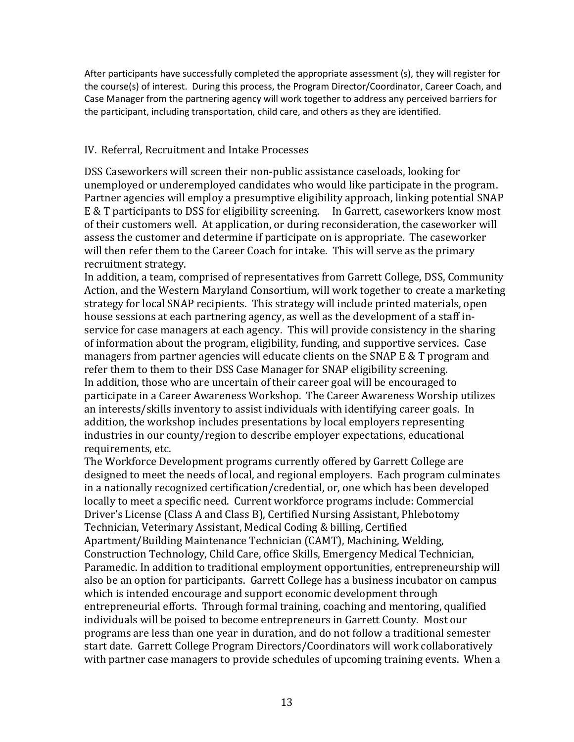After participants have successfully completed the appropriate assessment (s), they will register for the course(s) of interest. During this process, the Program Director/Coordinator, Career Coach, and Case Manager from the partnering agency will work together to address any perceived barriers for the participant, including transportation, child care, and others as they are identified.

## IV. Referral, Recruitment and Intake Processes

DSS Caseworkers will screen their non-public assistance caseloads, looking for unemployed or underemployed candidates who would like participate in the program. Partner agencies will employ a presumptive eligibility approach, linking potential SNAP E & T participants to DSS for eligibility screening. In Garrett, caseworkers know most of their customers well. At application, or during reconsideration, the caseworker will assess the customer and determine if participate on is appropriate. The caseworker will then refer them to the Career Coach for intake. This will serve as the primary recruitment strategy.

In addition, a team, comprised of representatives from Garrett College, DSS, Community Action, and the Western Maryland Consortium, will work together to create a marketing strategy for local SNAP recipients. This strategy will include printed materials, open house sessions at each partnering agency, as well as the development of a staff in-service for case managers at each agency. This will provide consistency in the sharing of information about the program, eligibility, funding, and supportive services. Case managers from partner agencies will educate clients on the SNAP E & T program and refer them to them to their DSS Case Manager for SNAP eligibility screening.

In addition, those who are uncertain of their career goal will be encouraged to participate in a Career Awareness Workshop. The Career Awareness Worship utilizes an interests/skills inventory to assist individuals with identifying career goals. In addition, the workshop includes presentations by local employers representing industries in our county/region to describe employer expectations, educational requirements, etc.

The Workforce Development programs currently offered by Garrett College are designed to meet the needs of local, and regional employers. Each program culminates in a nationally recognized certification/credential, or, one which has been developed locally to meet a specific need. Current workforce programs include: Commercial Driver's License (Class A and Class B), Certified Nursing Assistant, Phlebotomy Technician, Veterinary Assistant, Medical Coding & billing, Certified Apartment/Building Maintenance Technician (CAMT), Machining, Welding, Construction Technology, Child Care, office Skills, Emergency Medical Technician, Paramedic. In addition to traditional employment opportunities, entrepreneurship will also be an option for participants. Garrett College has a business incubator on campus which is intended encourage and support economic development through entrepreneurial efforts. Through formal training, coaching and mentoring, qualified individuals will be poised to become entrepreneurs in Garrett County. Most our programs are less than one year in duration, and do not follow a traditional semester start date. Garrett College Program Directors/Coordinators will work collaboratively with partner case managers to provide schedules of upcoming training events. When a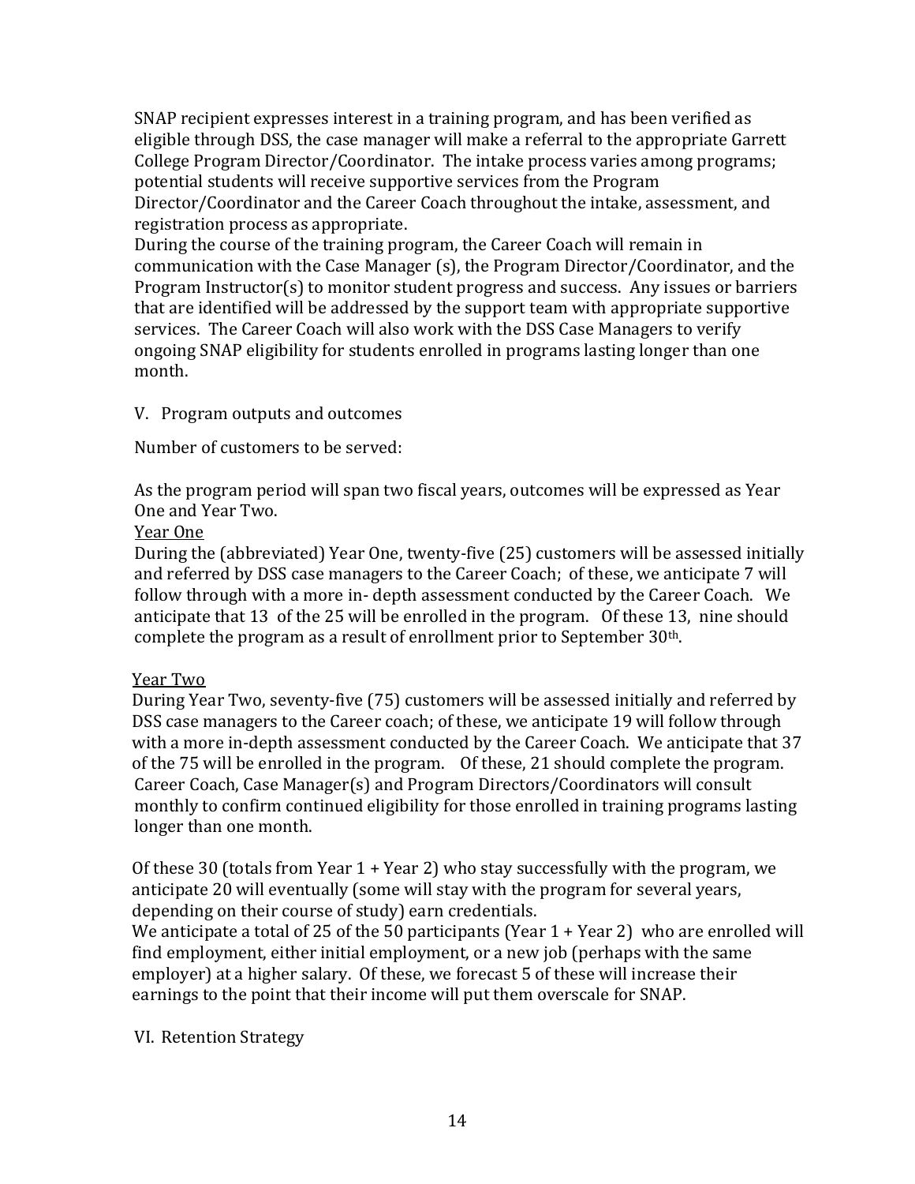SNAP recipient expresses interest in a training program, and has been verified as eligible through DSS, the case manager will make a referral to the appropriate Garrett College Program Director/Coordinator. The intake process varies among programs; potential students will receive supportive services from the Program Director/Coordinator and the Career Coach throughout the intake, assessment, and registration process as appropriate.

During the course of the training program, the Career Coach will remain in communication with the Case Manager (s), the Program Director/Coordinator, and the Program Instructor(s) to monitor student progress and success. Any issues or barriers that are identified will be addressed by the support team with appropriate supportive services. The Career Coach will also work with the DSS Case Managers to verify ongoing SNAP eligibility for students enrolled in programs lasting longer than one month.

V. Program outputs and outcomes

Number of customers to be served:

As the program period will span two fiscal years, outcomes will be expressed as Year One and Year Two.

Year One

During the (abbreviated) Year One, twenty-five (25) customers will be assessed initially and referred by DSS case managers to the Career Coach; of these, we anticipate 7 will follow through with a more in- depth assessment conducted by the Career Coach. We anticipate that 13 of the 25 will be enrolled in the program. Of these 13, nine should complete the program as a result of enrollment prior to September 30th.

Year Two

During Year Two, seventy-five (75) customers will be assessed initially and referred by DSS case managers to the Career coach; of these, we anticipate 19 will follow through with a more in-depth assessment conducted by the Career Coach. We anticipate that 37 of the 75 will be enrolled in the program. Of these, 21 should complete the program. Career Coach, Case Manager(s) and Program Directors/Coordinators will consult monthly to confirm continued eligibility for those enrolled in training programs lasting longer than one month.

Of these 30 (totals from Year 1 + Year 2) who stay successfully with the program, we anticipate 20 will eventually (some will stay with the program for several years, depending on their course of study) earn credentials.

We anticipate a total of 25 of the 50 participants (Year 1 + Year 2) who are enrolled will find employment, either initial employment, or a new job (perhaps with the same employer) at a higher salary. Of these, we forecast 5 of these will increase their earnings to the point that their income will put them overscale for SNAP.

VI. Retention Strategy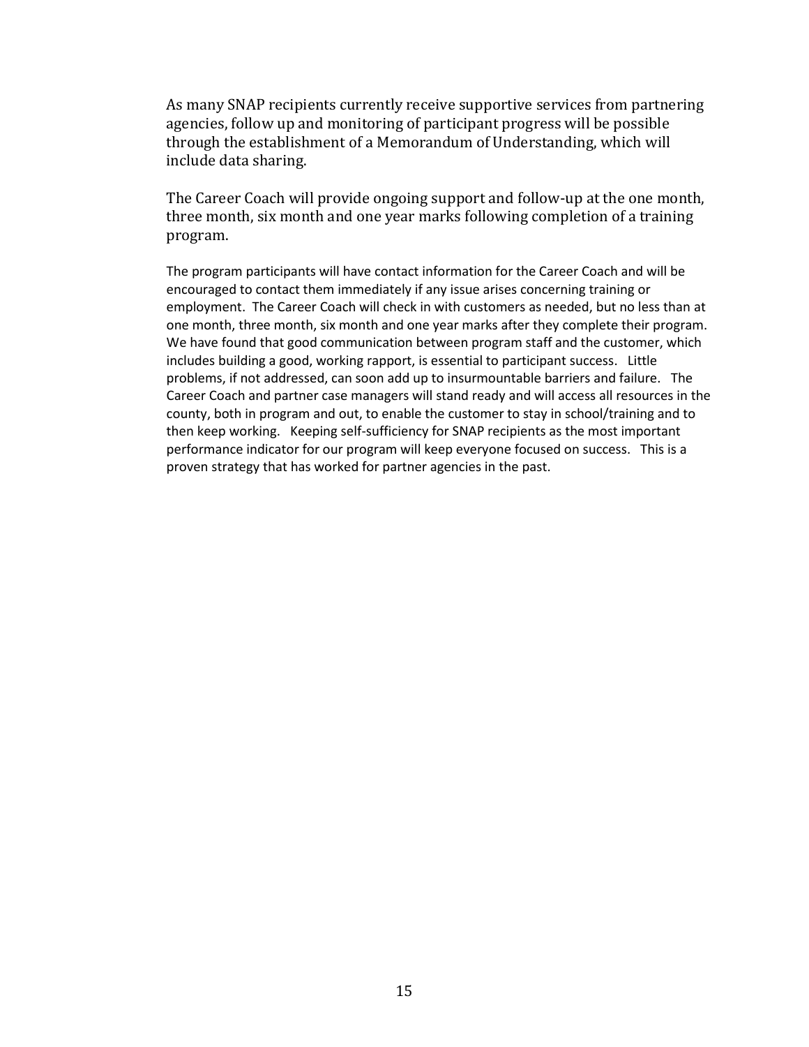As many SNAP recipients currently receive supportive services from partnering agencies, follow up and monitoring of participant progress will be possible through the establishment of a Memorandum of Understanding, which will include data sharing.

The Career Coach will provide ongoing support and follow-up at the one month, three month, six month and one year marks following completion of a training program.

The program participants will have contact information for the Career Coach and will be encouraged to contact them immediately if any issue arises concerning training or employment. The Career Coach will check in with customers as needed, but no less than at one month, three month, six month and one year marks after they complete their program. We have found that good communication between program staff and the customer, which includes building a good, working rapport, is essential to participant success. Little problems, if not addressed, can soon add up to insurmountable barriers and failure. The Career Coach and partner case managers will stand ready and will access all resources in the county, both in program and out, to enable the customer to stay in school/training and to then keep working. Keeping self-sufficiency for SNAP recipients as the most important performance indicator for our program will keep everyone focused on success. This is a proven strategy that has worked for partner agencies in the past.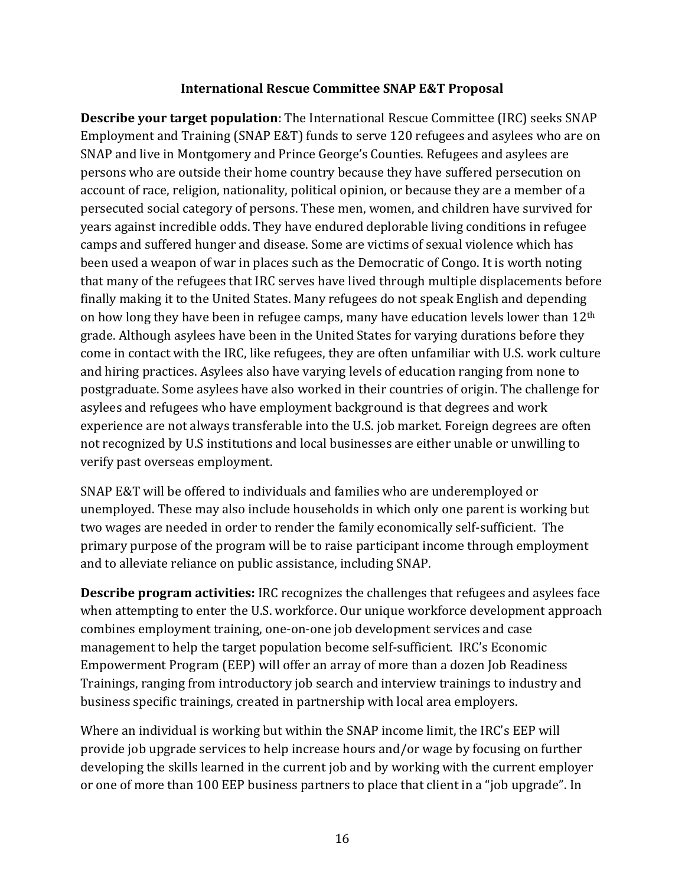**International Rescue Committee SNAP E&T Proposal**

**Describe your target population**: The International Rescue Committee (IRC) seeks SNAP Employment and Training (SNAP E&T) funds to serve 120 refugees and asylees who are on SNAP and live in Montgomery and Prince George's Counties. Refugees and asylees are persons who are outside their home country because they have suffered persecution on account of race, religion, nationality, political opinion, or because they are a member of a persecuted social category of persons. These men, women, and children have survived for years against incredible odds. They have endured deplorable living conditions in refugee camps and suffered hunger and disease. Some are victims of sexual violence which has been used a weapon of war in places such as the Democratic of Congo. It is worth noting that many of the refugees that IRC serves have lived through multiple displacements before finally making it to the United States. Many refugees do not speak English and depending on how long they have been in refugee camps, many have education levels lower than 12th grade. Although asylees have been in the United States for varying durations before they come in contact with the IRC, like refugees, they are often unfamiliar with U.S. work culture and hiring practices. Asylees also have varying levels of education ranging from none to postgraduate. Some asylees have also worked in their countries of origin. The challenge for asylees and refugees who have employment background is that degrees and work experience are not always transferable into the U.S. job market. Foreign degrees are often not recognized by U.S institutions and local businesses are either unable or unwilling to verify past overseas employment.

SNAP E&T will be offered to individuals and families who are underemployed or unemployed. These may also include households in which only one parent is working but two wages are needed in order to render the family economically self-sufficient. The primary purpose of the program will be to raise participant income through employment and to alleviate reliance on public assistance, including SNAP.

**Describe program activities:** IRC recognizes the challenges that refugees and asylees face when attempting to enter the U.S. workforce. Our unique workforce development approach combines employment training, one-on-one job development services and case management to help the target population become self-sufficient. IRC's Economic Empowerment Program (EEP) will offer an array of more than a dozen Job Readiness Trainings, ranging from introductory job search and interview trainings to industry and business specific trainings, created in partnership with local area employers.

Where an individual is working but within the SNAP income limit, the IRC's EEP will provide job upgrade services to help increase hours and/or wage by focusing on further developing the skills learned in the current job and by working with the current employer or one of more than 100 EEP business partners to place that client in a "job upgrade". In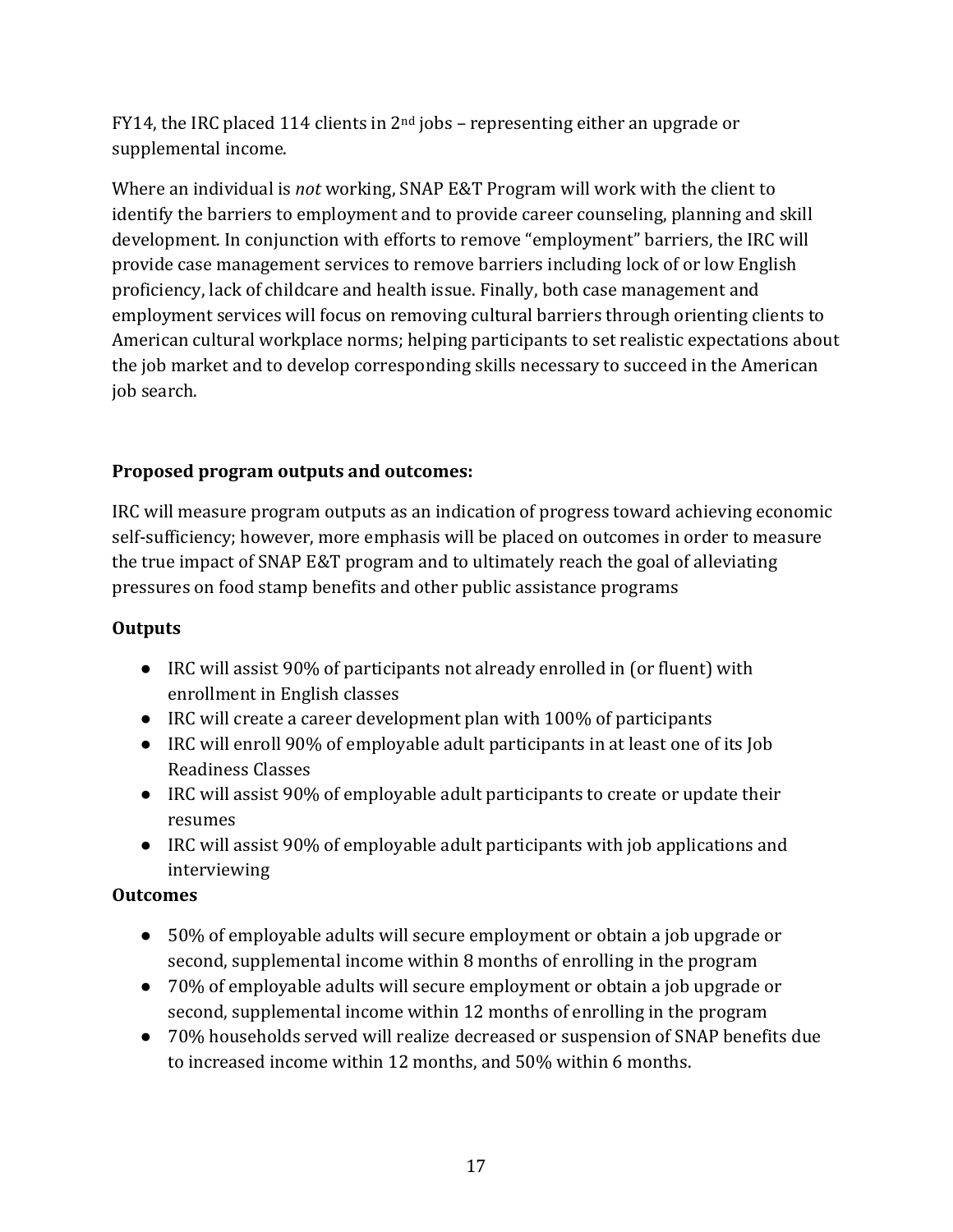FY14, the IRC placed 114 clients in 2nd jobs – representing either an upgrade or supplemental income.

Where an individual is *not* working, SNAP E&T Program will work with the client to identify the barriers to employment and to provide career counseling, planning and skill development. In conjunction with efforts to remove "employment" barriers, the IRC will provide case management services to remove barriers including lock of or low English proficiency, lack of childcare and health issue. Finally, both case management and employment services will focus on removing cultural barriers through orienting clients to American cultural workplace norms; helping participants to set realistic expectations about the job market and to develop corresponding skills necessary to succeed in the American job search.

**Proposed program outputs and outcomes:**

IRC will measure program outputs as an indication of progress toward achieving economic self-sufficiency; however, more emphasis will be placed on outcomes in order to measure the true impact of SNAP E&T program and to ultimately reach the goal of alleviating pressures on food stamp benefits and other public assistance programs

**Outputs**

- IRC will assist 90% of participants not already enrolled in (or fluent) with enrollment in English classes
- IRC will create a career development plan with 100% of participants
- IRC will enroll 90% of employable adult participants in at least one of its Job Readiness Classes
- IRC will assist 90% of employable adult participants to create or update their resumes
- IRC will assist 90% of employable adult participants with job applications and interviewing

**Outcomes**

- 50% of employable adults will secure employment or obtain a job upgrade or second, supplemental income within 8 months of enrolling in the program
- 70% of employable adults will secure employment or obtain a job upgrade or second, supplemental income within 12 months of enrolling in the program
- 70% households served will realize decreased or suspension of SNAP benefits due to increased income within 12 months, and 50% within 6 months.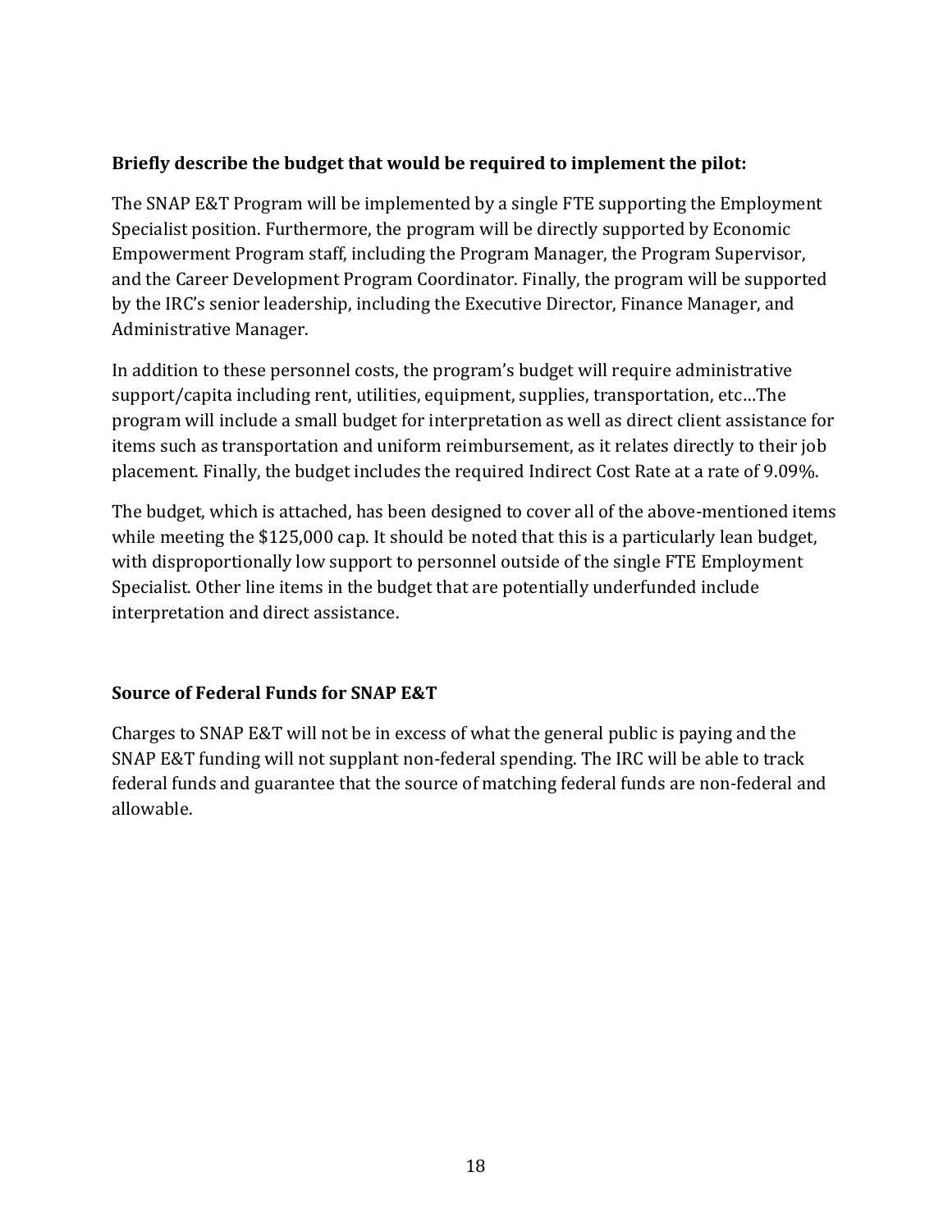**Briefly describe the budget that would be required to implement the pilot:**

The SNAP E&T Program will be implemented by a single FTE supporting the Employment Specialist position. Furthermore, the program will be directly supported by Economic Empowerment Program staff, including the Program Manager, the Program Supervisor, and the Career Development Program Coordinator. Finally, the program will be supported by the IRC's senior leadership, including the Executive Director, Finance Manager, and Administrative Manager.

In addition to these personnel costs, the program's budget will require administrative support/capita including rent, utilities, equipment, supplies, transportation, etc…The program will include a small budget for interpretation as well as direct client assistance for items such as transportation and uniform reimbursement, as it relates directly to their job placement. Finally, the budget includes the required Indirect Cost Rate at a rate of 9.09%.

The budget, which is attached, has been designed to cover all of the above-mentioned items while meeting the $125,000 cap. It should be noted that this is a particularly lean budget, with disproportionally low support to personnel outside of the single FTE Employment Specialist. Other line items in the budget that are potentially underfunded include interpretation and direct assistance.

**Source of Federal Funds for SNAP E&T**

Charges to SNAP E&T will not be in excess of what the general public is paying and the SNAP E&T funding will not supplant non-federal spending. The IRC will be able to track federal funds and guarantee that the source of matching federal funds are non-federal and allowable.